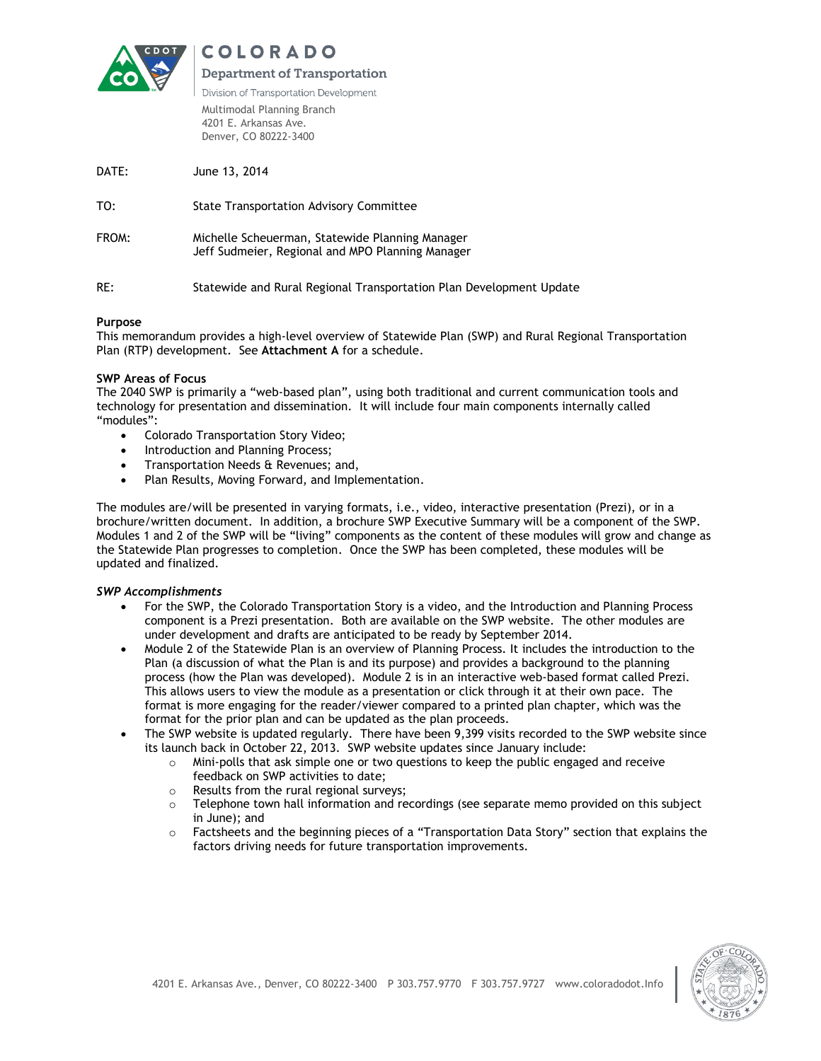**COLORADO**
**Department of Transportation**
Division of Transportation Development
Multimodal Planning Branch
4201 E. Arkansas Ave.
Denver, CO 80222-3400

DATE: June 13, 2014

TO: State Transportation Advisory Committee

FROM: Michelle Scheuerman, Statewide Planning Manager
Jeff Sudmeier, Regional and MPO Planning Manager

RE: Statewide and Rural Regional Transportation Plan Development Update

**Purpose**
This memorandum provides a high-level overview of Statewide Plan (SWP) and Rural Regional Transportation Plan (RTP) development. See **Attachment A** for a schedule.

**SWP Areas of Focus**
The 2040 SWP is primarily a "web-based plan", using both traditional and current communication tools and technology for presentation and dissemination. It will include four main components internally called "modules":

- Colorado Transportation Story Video;
- Introduction and Planning Process;
- Transportation Needs & Revenues; and,
- Plan Results, Moving Forward, and Implementation.

The modules are/will be presented in varying formats, i.e., video, interactive presentation (Prezi), or in a brochure/written document. In addition, a brochure SWP Executive Summary will be a component of the SWP. Modules 1 and 2 of the SWP will be "living" components as the content of these modules will grow and change as the Statewide Plan progresses to completion. Once the SWP has been completed, these modules will be updated and finalized.

***SWP Accomplishments***

- For the SWP, the Colorado Transportation Story is a video, and the Introduction and Planning Process component is a Prezi presentation. Both are available on the SWP website. The other modules are under development and drafts are anticipated to be ready by September 2014.
- Module 2 of the Statewide Plan is an overview of Planning Process. It includes the introduction to the Plan (a discussion of what the Plan is and its purpose) and provides a background to the planning process (how the Plan was developed). Module 2 is in an interactive web-based format called Prezi. This allows users to view the module as a presentation or click through it at their own pace. The format is more engaging for the reader/viewer compared to a printed plan chapter, which was the format for the prior plan and can be updated as the plan proceeds.
- The SWP website is updated regularly. There have been 9,399 visits recorded to the SWP website since its launch back in October 22, 2013. SWP website updates since January include:
  - Mini-polls that ask simple one or two questions to keep the public engaged and receive feedback on SWP activities to date;
  - Results from the rural regional surveys;
  - Telephone town hall information and recordings (see separate memo provided on this subject in June); and
  - Factsheets and the beginning pieces of a "Transportation Data Story" section that explains the factors driving needs for future transportation improvements.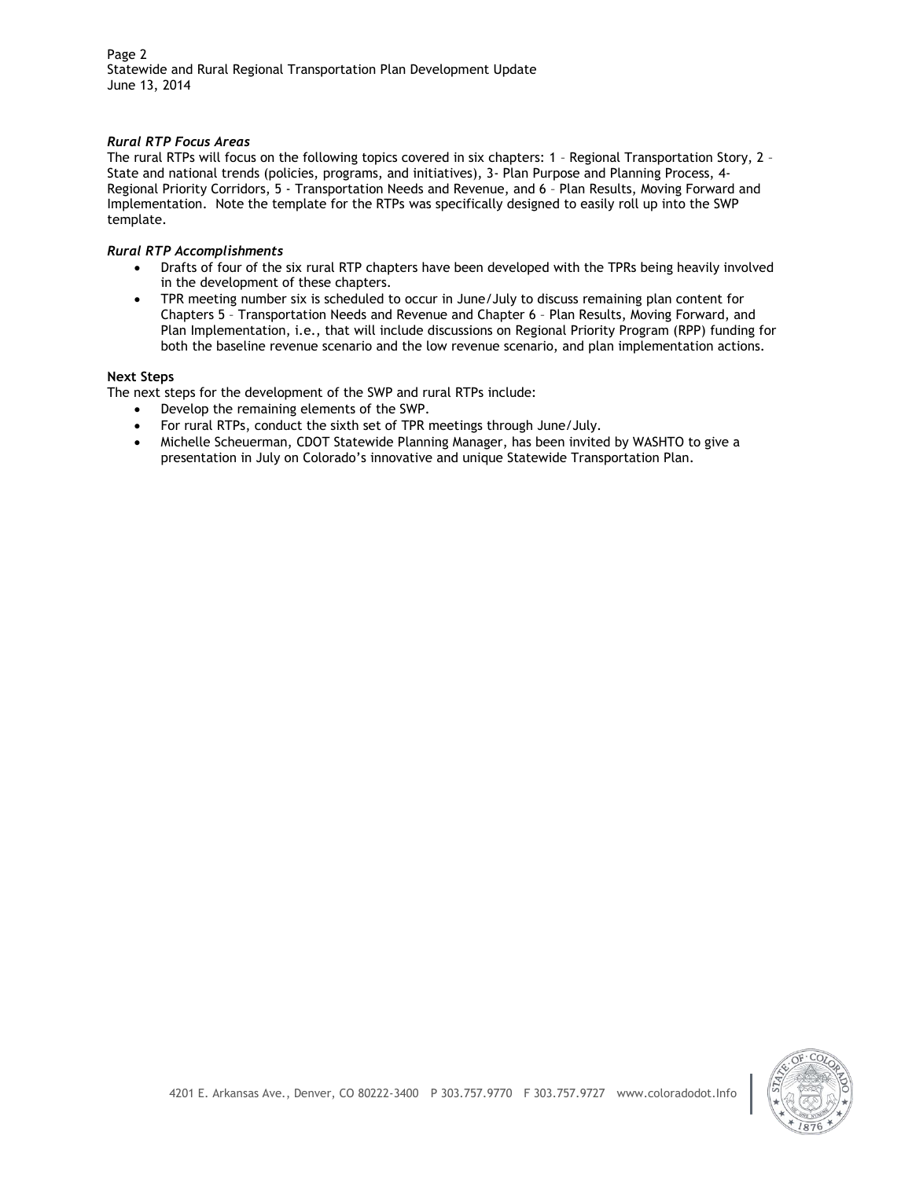### *Rural RTP Focus Areas*

The rural RTPs will focus on the following topics covered in six chapters: 1 – Regional Transportation Story, 2 – State and national trends (policies, programs, and initiatives), 3- Plan Purpose and Planning Process, 4- Regional Priority Corridors, 5 - Transportation Needs and Revenue, and 6 – Plan Results, Moving Forward and Implementation. Note the template for the RTPs was specifically designed to easily roll up into the SWP template.

### *Rural RTP Accomplishments*

- Drafts of four of the six rural RTP chapters have been developed with the TPRs being heavily involved in the development of these chapters.
- TPR meeting number six is scheduled to occur in June/July to discuss remaining plan content for Chapters 5 – Transportation Needs and Revenue and Chapter 6 – Plan Results, Moving Forward, and Plan Implementation, i.e., that will include discussions on Regional Priority Program (RPP) funding for both the baseline revenue scenario and the low revenue scenario, and plan implementation actions.

### **Next Steps**

The next steps for the development of the SWP and rural RTPs include:

- Develop the remaining elements of the SWP.
- For rural RTPs, conduct the sixth set of TPR meetings through June/July.
- Michelle Scheuerman, CDOT Statewide Planning Manager, has been invited by WASHTO to give a presentation in July on Colorado's innovative and unique Statewide Transportation Plan.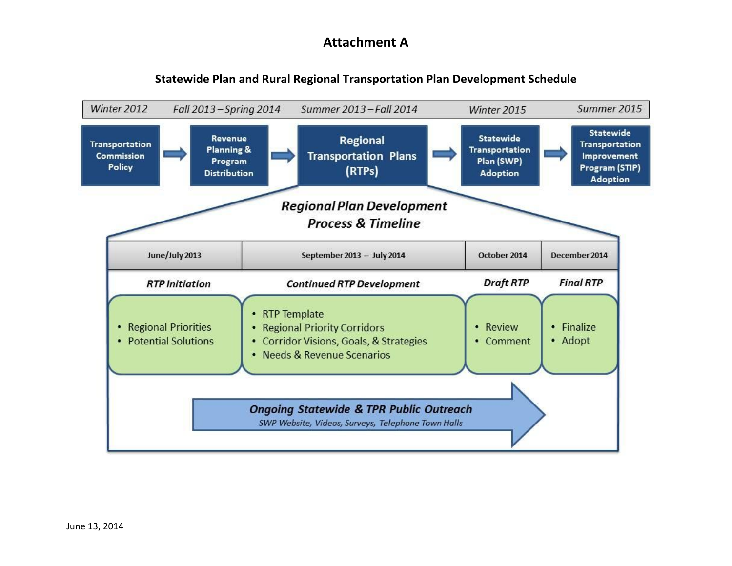# Attachment A

## Statewide Plan and Rural Regional Transportation Plan Development Schedule

Winter 2012 — Transportation Commission Policy

Fall 2013 – Spring 2014 — Revenue Planning & Program Distribution

Summer 2013 – Fall 2014 — Regional Transportation Plans (RTPs)

Winter 2015 — Statewide Transportation Plan (SWP) Adoption

Summer 2015 — Statewide Transportation Improvement Program (STIP) Adoption

### *Regional Plan Development Process & Timeline*

**June/July 2013** — *RTP Initiation*
- Regional Priorities
- Potential Solutions

**September 2013 – July 2014** — *Continued RTP Development*
- RTP Template
- Regional Priority Corridors
- Corridor Visions, Goals, & Strategies
- Needs & Revenue Scenarios

**October 2014** — *Draft RTP*
- Review
- Comment

**December 2014** — *Final RTP*
- Finalize
- Adopt

***Ongoing Statewide & TPR Public Outreach***

*SWP Website, Videos, Surveys, Telephone Town Halls*

June 13, 2014